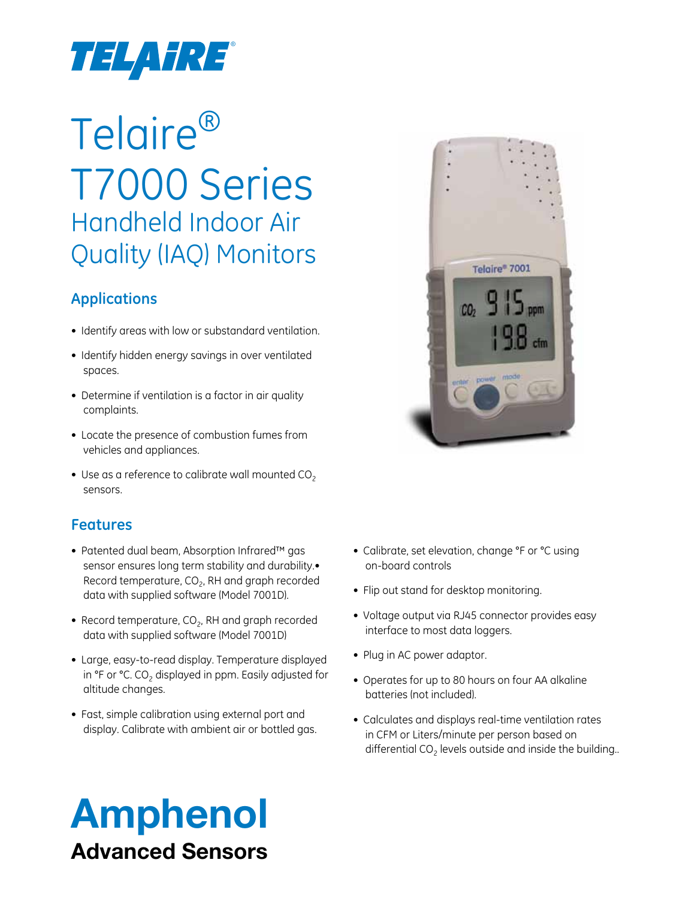TELAIRE®

# Telaire® T7000 Series

## Handheld Indoor Air Quality (IAQ) Monitors

### Applications

- Identify areas with low or substandard ventilation.
- Identify hidden energy savings in over ventilated spaces.
- Determine if ventilation is a factor in air quality complaints.
- Locate the presence of combustion fumes from vehicles and appliances.
- Use as a reference to calibrate wall mounted $CO_2$ sensors.

### Features

- Patented dual beam, Absorption Infrared™ gas sensor ensures long term stability and durability.• Record temperature, $CO_2$, RH and graph recorded data with supplied software (Model 7001D).
- Record temperature, $CO_2$, RH and graph recorded data with supplied software (Model 7001D)
- Large, easy-to-read display. Temperature displayed in °F or °C. $CO_2$ displayed in ppm. Easily adjusted for altitude changes.
- Fast, simple calibration using external port and display. Calibrate with ambient air or bottled gas.
- Calibrate, set elevation, change °F or °C using on-board controls
- Flip out stand for desktop monitoring.
- Voltage output via RJ45 connector provides easy interface to most data loggers.
- Plug in AC power adaptor.
- Operates for up to 80 hours on four AA alkaline batteries (not included).
- Calculates and displays real-time ventilation rates in CFM or Liters/minute per person based on differential $CO_2$ levels outside and inside the building..

**Amphenol**
**Advanced Sensors**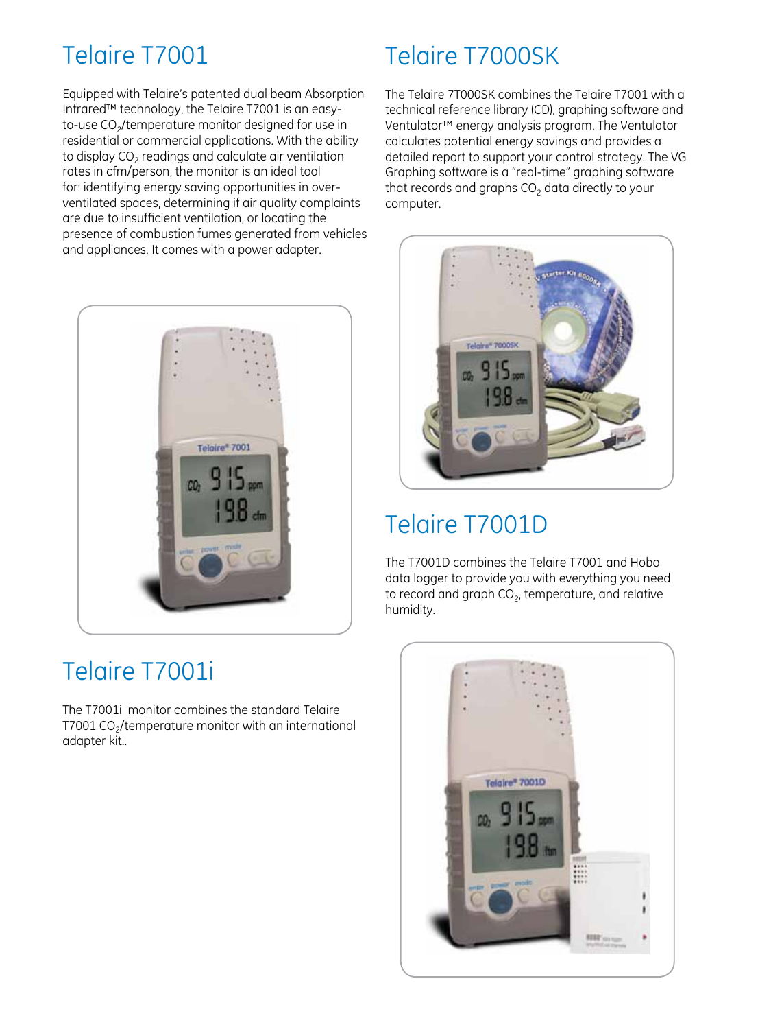## Telaire T7001

Equipped with Telaire's patented dual beam Absorption Infrared™ technology, the Telaire T7001 is an easy-to-use $CO_2$/temperature monitor designed for use in residential or commercial applications. With the ability to display $CO_2$ readings and calculate air ventilation rates in cfm/person, the monitor is an ideal tool for: identifying energy saving opportunities in over-ventilated spaces, determining if air quality complaints are due to insufficient ventilation, or locating the presence of combustion fumes generated from vehicles and appliances. It comes with a power adapter.

## Telaire T7001i

The T7001i monitor combines the standard Telaire T7001 $CO_2$/temperature monitor with an international adapter kit..

## Telaire T7000SK

The Telaire 7T000SK combines the Telaire T7001 with a technical reference library (CD), graphing software and Ventulator™ energy analysis program. The Ventulator calculates potential energy savings and provides a detailed report to support your control strategy. The VG Graphing software is a "real-time" graphing software that records and graphs $CO_2$ data directly to your computer.

## Telaire T7001D

The T7001D combines the Telaire T7001 and Hobo data logger to provide you with everything you need to record and graph $CO_2$, temperature, and relative humidity.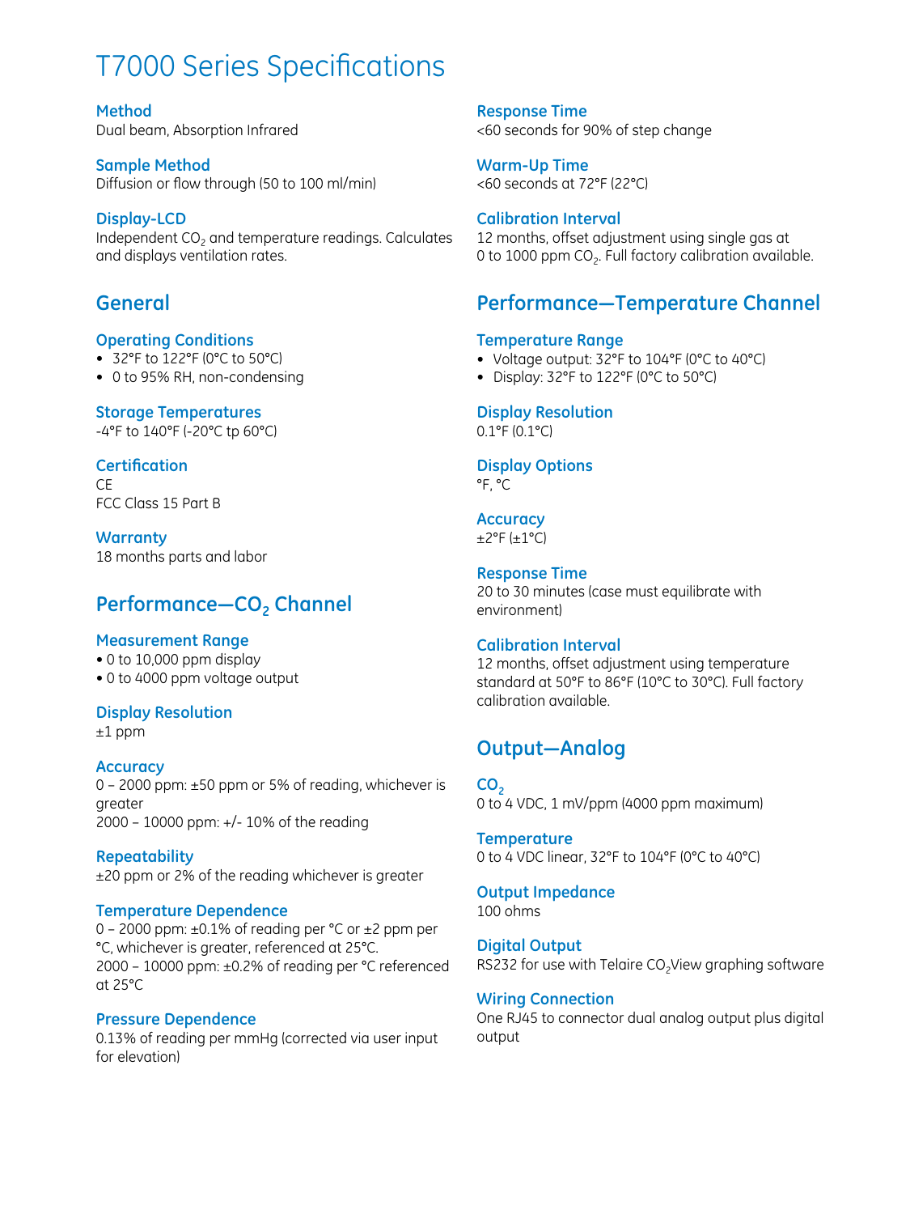# T7000 Series Specifications

### Method
Dual beam, Absorption Infrared

### Sample Method
Diffusion or flow through (50 to 100 ml/min)

### Display-LCD
Independent $CO_2$ and temperature readings. Calculates and displays ventilation rates.

## General

### Operating Conditions
- 32°F to 122°F (0°C to 50°C)
- 0 to 95% RH, non-condensing

### Storage Temperatures
-4°F to 140°F (-20°C tp 60°C)

### Certification
CE
FCC Class 15 Part B

### Warranty
18 months parts and labor

## Performance—$CO_2$ Channel

### Measurement Range
- 0 to 10,000 ppm display
- 0 to 4000 ppm voltage output

### Display Resolution
±1 ppm

### Accuracy
0 – 2000 ppm: ±50 ppm or 5% of reading, whichever is greater
2000 – 10000 ppm: +/- 10% of the reading

### Repeatability
±20 ppm or 2% of the reading whichever is greater

### Temperature Dependence
0 – 2000 ppm: ±0.1% of reading per °C or ±2 ppm per °C, whichever is greater, referenced at 25°C.
2000 – 10000 ppm: ±0.2% of reading per °C referenced at 25°C

### Pressure Dependence
0.13% of reading per mmHg (corrected via user input for elevation)

### Response Time
<60 seconds for 90% of step change

### Warm-Up Time
<60 seconds at 72°F (22°C)

### Calibration Interval
12 months, offset adjustment using single gas at 0 to 1000 ppm $CO_2$. Full factory calibration available.

## Performance—Temperature Channel

### Temperature Range
- Voltage output: 32°F to 104°F (0°C to 40°C)
- Display: 32°F to 122°F (0°C to 50°C)

### Display Resolution
0.1°F (0.1°C)

### Display Options
°F, °C

### Accuracy
±2°F (±1°C)

### Response Time
20 to 30 minutes (case must equilibrate with environment)

### Calibration Interval
12 months, offset adjustment using temperature standard at 50°F to 86°F (10°C to 30°C). Full factory calibration available.

## Output—Analog

### $CO_2$
0 to 4 VDC, 1 mV/ppm (4000 ppm maximum)

### Temperature
0 to 4 VDC linear, 32°F to 104°F (0°C to 40°C)

### Output Impedance
100 ohms

### Digital Output
RS232 for use with Telaire $CO_2$View graphing software

### Wiring Connection
One RJ45 to connector dual analog output plus digital output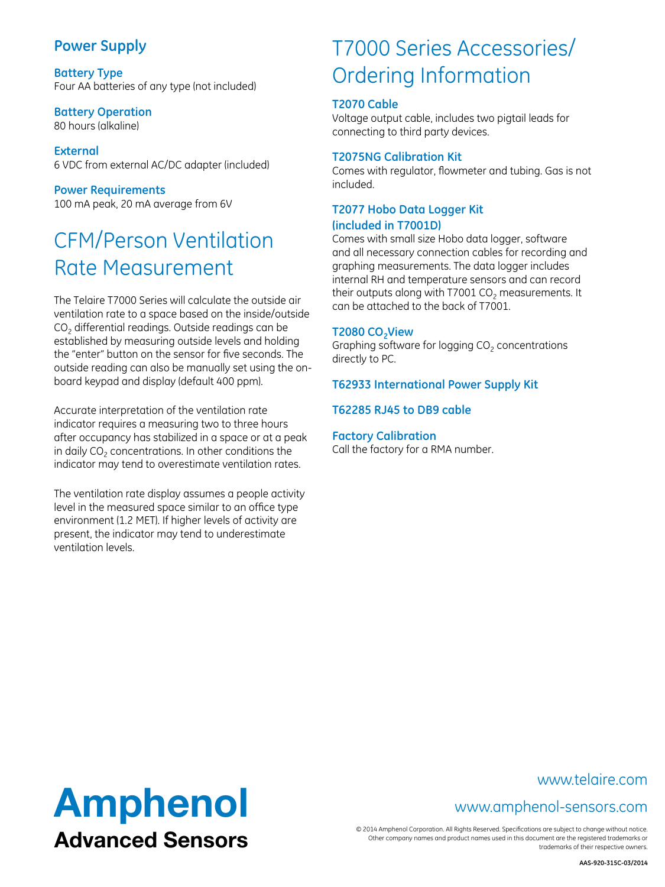## Power Supply

### Battery Type

Four AA batteries of any type (not included)

### Battery Operation

80 hours (alkaline)

### External

6 VDC from external AC/DC adapter (included)

### Power Requirements

100 mA peak, 20 mA average from 6V

# CFM/Person Ventilation Rate Measurement

The Telaire T7000 Series will calculate the outside air ventilation rate to a space based on the inside/outside $CO_2$ differential readings. Outside readings can be established by measuring outside levels and holding the "enter" button on the sensor for five seconds. The outside reading can also be manually set using the on-board keypad and display (default 400 ppm).

Accurate interpretation of the ventilation rate indicator requires a measuring two to three hours after occupancy has stabilized in a space or at a peak in daily $CO_2$ concentrations. In other conditions the indicator may tend to overestimate ventilation rates.

The ventilation rate display assumes a people activity level in the measured space similar to an office type environment (1.2 MET). If higher levels of activity are present, the indicator may tend to underestimate ventilation levels.

# T7000 Series Accessories/ Ordering Information

### T2070 Cable

Voltage output cable, includes two pigtail leads for connecting to third party devices.

### T2075NG Calibration Kit

Comes with regulator, flowmeter and tubing. Gas is not included.

### T2077 Hobo Data Logger Kit (included in T7001D)

Comes with small size Hobo data logger, software and all necessary connection cables for recording and graphing measurements. The data logger includes internal RH and temperature sensors and can record their outputs along with T7001 $CO_2$ measurements. It can be attached to the back of T7001.

### T2080 $CO_2$View

Graphing software for logging $CO_2$ concentrations directly to PC.

### T62933 International Power Supply Kit

### T62285 RJ45 to DB9 cable

### Factory Calibration

Call the factory for a RMA number.

**Amphenol**
**Advanced Sensors**

www.telaire.com

www.amphenol-sensors.com

© 2014 Amphenol Corporation. All Rights Reserved. Specifications are subject to change without notice. Other company names and product names used in this document are the registered trademarks or trademarks of their respective owners.

AAS-920-315C-03/2014